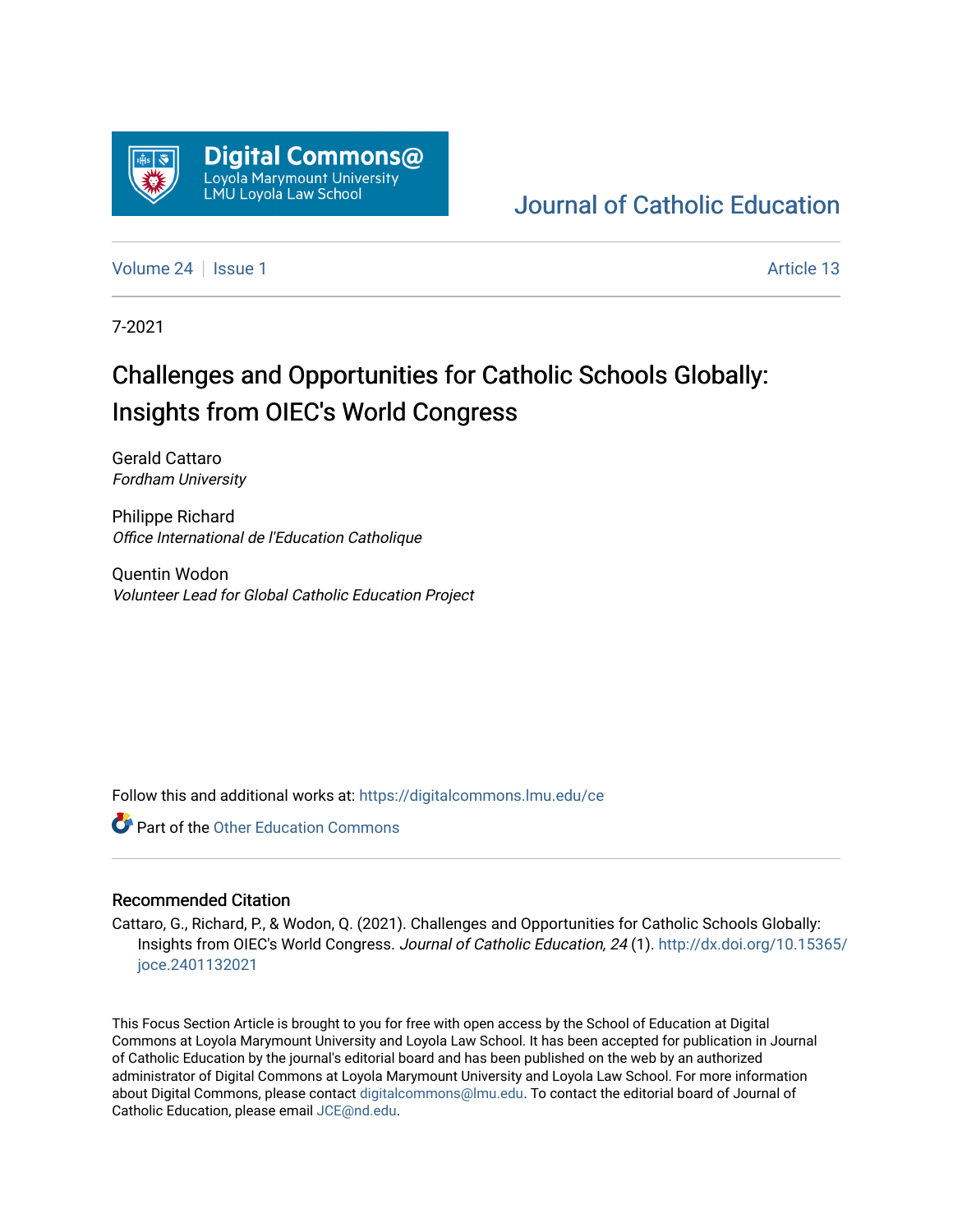Digital Commons@ Loyola Marymount University LMU Loyola Law School

Journal of Catholic Education

Volume 24 | Issue 1 | Article 13

7-2021

# Challenges and Opportunities for Catholic Schools Globally: Insights from OIEC's World Congress

Gerald Cattaro
*Fordham University*

Philippe Richard
*Office International de l'Education Catholique*

Quentin Wodon
*Volunteer Lead for Global Catholic Education Project*

Follow this and additional works at: https://digitalcommons.lmu.edu/ce

Part of the Other Education Commons

## Recommended Citation

Cattaro, G., Richard, P., & Wodon, Q. (2021). Challenges and Opportunities for Catholic Schools Globally: Insights from OIEC's World Congress. *Journal of Catholic Education, 24* (1). http://dx.doi.org/10.15365/joce.2401132021

This Focus Section Article is brought to you for free with open access by the School of Education at Digital Commons at Loyola Marymount University and Loyola Law School. It has been accepted for publication in Journal of Catholic Education by the journal's editorial board and has been published on the web by an authorized administrator of Digital Commons at Loyola Marymount University and Loyola Law School. For more information about Digital Commons, please contact digitalcommons@lmu.edu. To contact the editorial board of Journal of Catholic Education, please email JCE@nd.edu.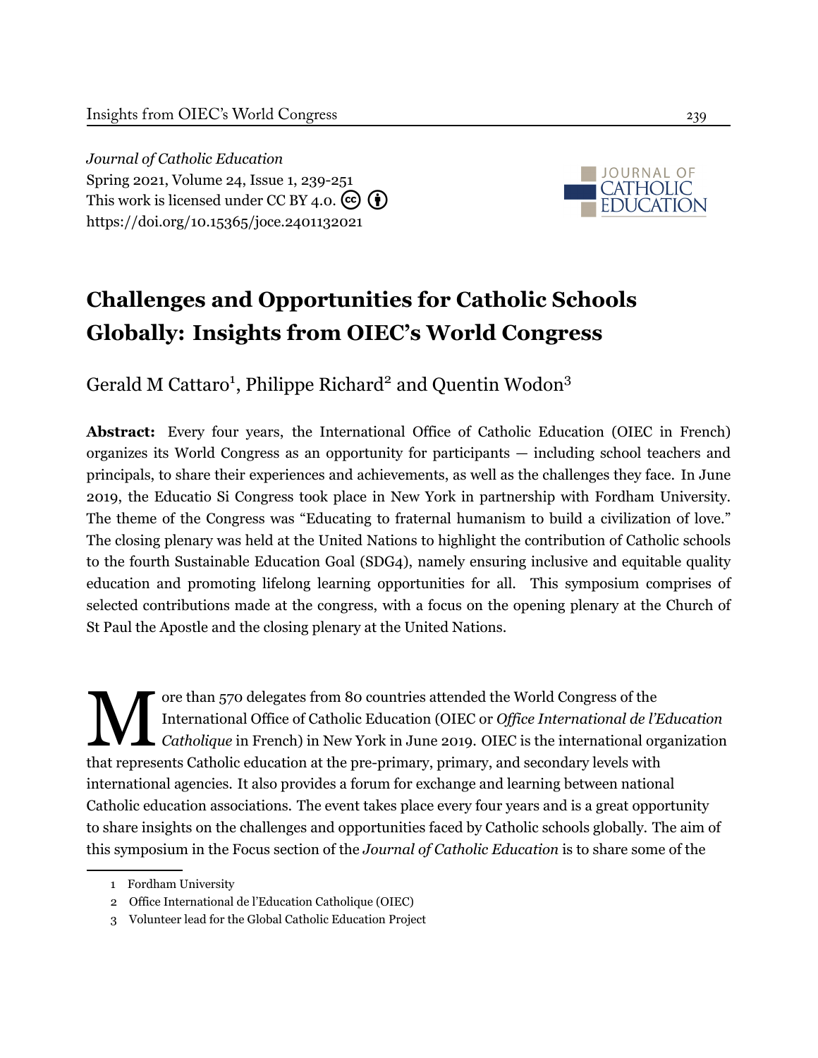*Journal of Catholic Education*
Spring 2021, Volume 24, Issue 1, 239-251
This work is licensed under CC BY 4.0.
https://doi.org/10.15365/joce.2401132021

# Challenges and Opportunities for Catholic Schools Globally: Insights from OIEC's World Congress

Gerald M Cattaro[1], Philippe Richard[2] and Quentin Wodon[3]

**Abstract:** Every four years, the International Office of Catholic Education (OIEC in French) organizes its World Congress as an opportunity for participants — including school teachers and principals, to share their experiences and achievements, as well as the challenges they face. In June 2019, the Educatio Si Congress took place in New York in partnership with Fordham University. The theme of the Congress was "Educating to fraternal humanism to build a civilization of love." The closing plenary was held at the United Nations to highlight the contribution of Catholic schools to the fourth Sustainable Education Goal (SDG4), namely ensuring inclusive and equitable quality education and promoting lifelong learning opportunities for all. This symposium comprises of selected contributions made at the congress, with a focus on the opening plenary at the Church of St Paul the Apostle and the closing plenary at the United Nations.

More than 570 delegates from 80 countries attended the World Congress of the International Office of Catholic Education (OIEC or *Office International de l'Education Catholique* in French) in New York in June 2019. OIEC is the international organization that represents Catholic education at the pre-primary, primary, and secondary levels with international agencies. It also provides a forum for exchange and learning between national Catholic education associations. The event takes place every four years and is a great opportunity to share insights on the challenges and opportunities faced by Catholic schools globally. The aim of this symposium in the Focus section of the *Journal of Catholic Education* is to share some of the

1 Fordham University

2 Office International de l'Education Catholique (OIEC)

3 Volunteer lead for the Global Catholic Education Project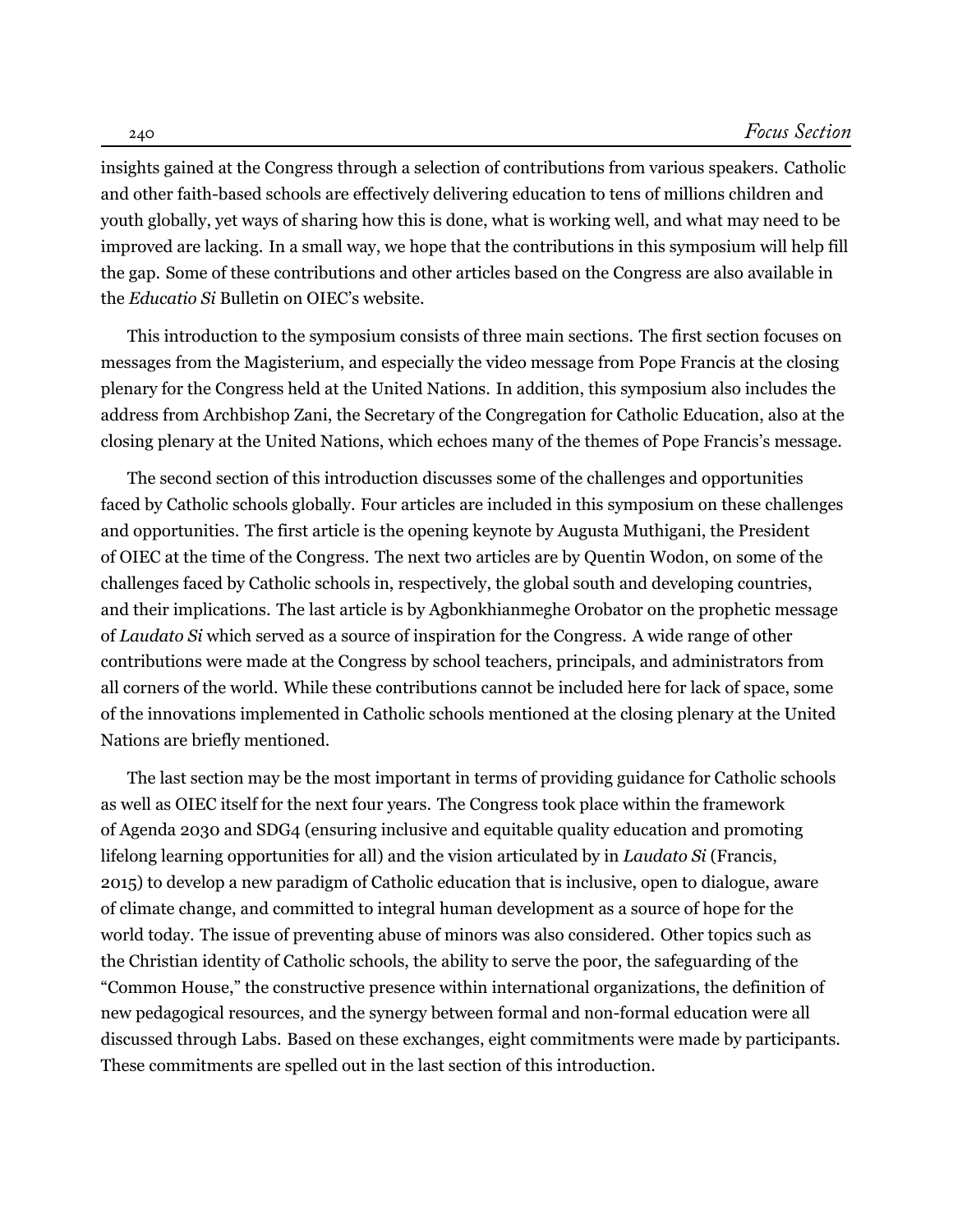insights gained at the Congress through a selection of contributions from various speakers. Catholic and other faith-based schools are effectively delivering education to tens of millions children and youth globally, yet ways of sharing how this is done, what is working well, and what may need to be improved are lacking. In a small way, we hope that the contributions in this symposium will help fill the gap. Some of these contributions and other articles based on the Congress are also available in the *Educatio Si* Bulletin on OIEC's website.

This introduction to the symposium consists of three main sections. The first section focuses on messages from the Magisterium, and especially the video message from Pope Francis at the closing plenary for the Congress held at the United Nations. In addition, this symposium also includes the address from Archbishop Zani, the Secretary of the Congregation for Catholic Education, also at the closing plenary at the United Nations, which echoes many of the themes of Pope Francis's message.

The second section of this introduction discusses some of the challenges and opportunities faced by Catholic schools globally. Four articles are included in this symposium on these challenges and opportunities. The first article is the opening keynote by Augusta Muthigani, the President of OIEC at the time of the Congress. The next two articles are by Quentin Wodon, on some of the challenges faced by Catholic schools in, respectively, the global south and developing countries, and their implications. The last article is by Agbonkhianmeghe Orobator on the prophetic message of *Laudato Si* which served as a source of inspiration for the Congress. A wide range of other contributions were made at the Congress by school teachers, principals, and administrators from all corners of the world. While these contributions cannot be included here for lack of space, some of the innovations implemented in Catholic schools mentioned at the closing plenary at the United Nations are briefly mentioned.

The last section may be the most important in terms of providing guidance for Catholic schools as well as OIEC itself for the next four years. The Congress took place within the framework of Agenda 2030 and SDG4 (ensuring inclusive and equitable quality education and promoting lifelong learning opportunities for all) and the vision articulated by in *Laudato Si* (Francis, 2015) to develop a new paradigm of Catholic education that is inclusive, open to dialogue, aware of climate change, and committed to integral human development as a source of hope for the world today. The issue of preventing abuse of minors was also considered. Other topics such as the Christian identity of Catholic schools, the ability to serve the poor, the safeguarding of the "Common House," the constructive presence within international organizations, the definition of new pedagogical resources, and the synergy between formal and non-formal education were all discussed through Labs. Based on these exchanges, eight commitments were made by participants. These commitments are spelled out in the last section of this introduction.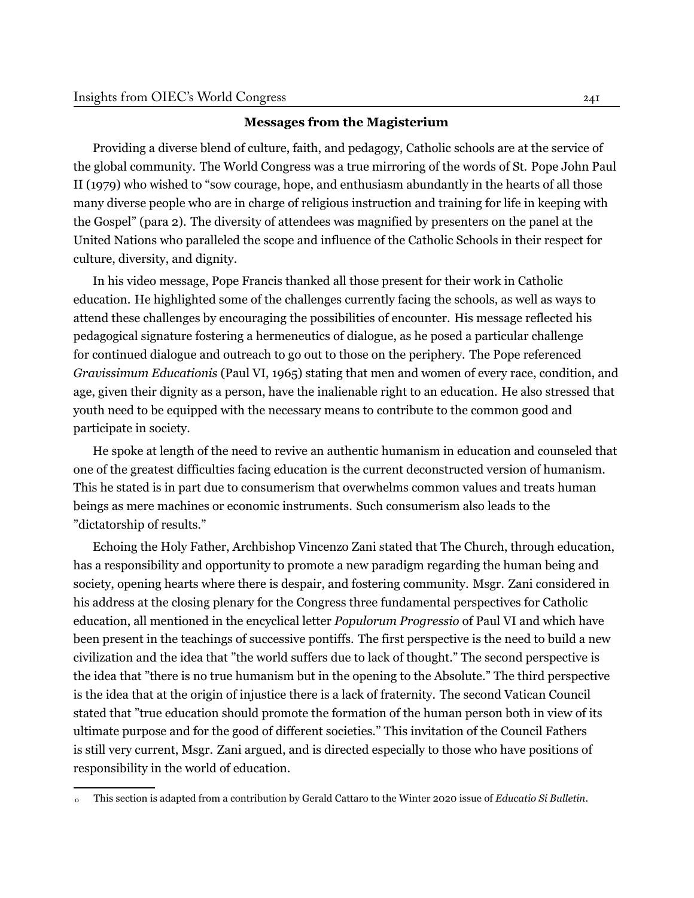### Messages from the Magisterium

Providing a diverse blend of culture, faith, and pedagogy, Catholic schools are at the service of the global community. The World Congress was a true mirroring of the words of St. Pope John Paul II (1979) who wished to "sow courage, hope, and enthusiasm abundantly in the hearts of all those many diverse people who are in charge of religious instruction and training for life in keeping with the Gospel" (para 2). The diversity of attendees was magnified by presenters on the panel at the United Nations who paralleled the scope and influence of the Catholic Schools in their respect for culture, diversity, and dignity.

In his video message, Pope Francis thanked all those present for their work in Catholic education. He highlighted some of the challenges currently facing the schools, as well as ways to attend these challenges by encouraging the possibilities of encounter. His message reflected his pedagogical signature fostering a hermeneutics of dialogue, as he posed a particular challenge for continued dialogue and outreach to go out to those on the periphery. The Pope referenced *Gravissimum Educationis* (Paul VI, 1965) stating that men and women of every race, condition, and age, given their dignity as a person, have the inalienable right to an education. He also stressed that youth need to be equipped with the necessary means to contribute to the common good and participate in society.

He spoke at length of the need to revive an authentic humanism in education and counseled that one of the greatest difficulties facing education is the current deconstructed version of humanism. This he stated is in part due to consumerism that overwhelms common values and treats human beings as mere machines or economic instruments. Such consumerism also leads to the "dictatorship of results."

Echoing the Holy Father, Archbishop Vincenzo Zani stated that The Church, through education, has a responsibility and opportunity to promote a new paradigm regarding the human being and society, opening hearts where there is despair, and fostering community. Msgr. Zani considered in his address at the closing plenary for the Congress three fundamental perspectives for Catholic education, all mentioned in the encyclical letter *Populorum Progressio* of Paul VI and which have been present in the teachings of successive pontiffs. The first perspective is the need to build a new civilization and the idea that "the world suffers due to lack of thought." The second perspective is the idea that "there is no true humanism but in the opening to the Absolute." The third perspective is the idea that at the origin of injustice there is a lack of fraternity. The second Vatican Council stated that "true education should promote the formation of the human person both in view of its ultimate purpose and for the good of different societies." This invitation of the Council Fathers is still very current, Msgr. Zani argued, and is directed especially to those who have positions of responsibility in the world of education.

---

o This section is adapted from a contribution by Gerald Cattaro to the Winter 2020 issue of *Educatio Si Bulletin*.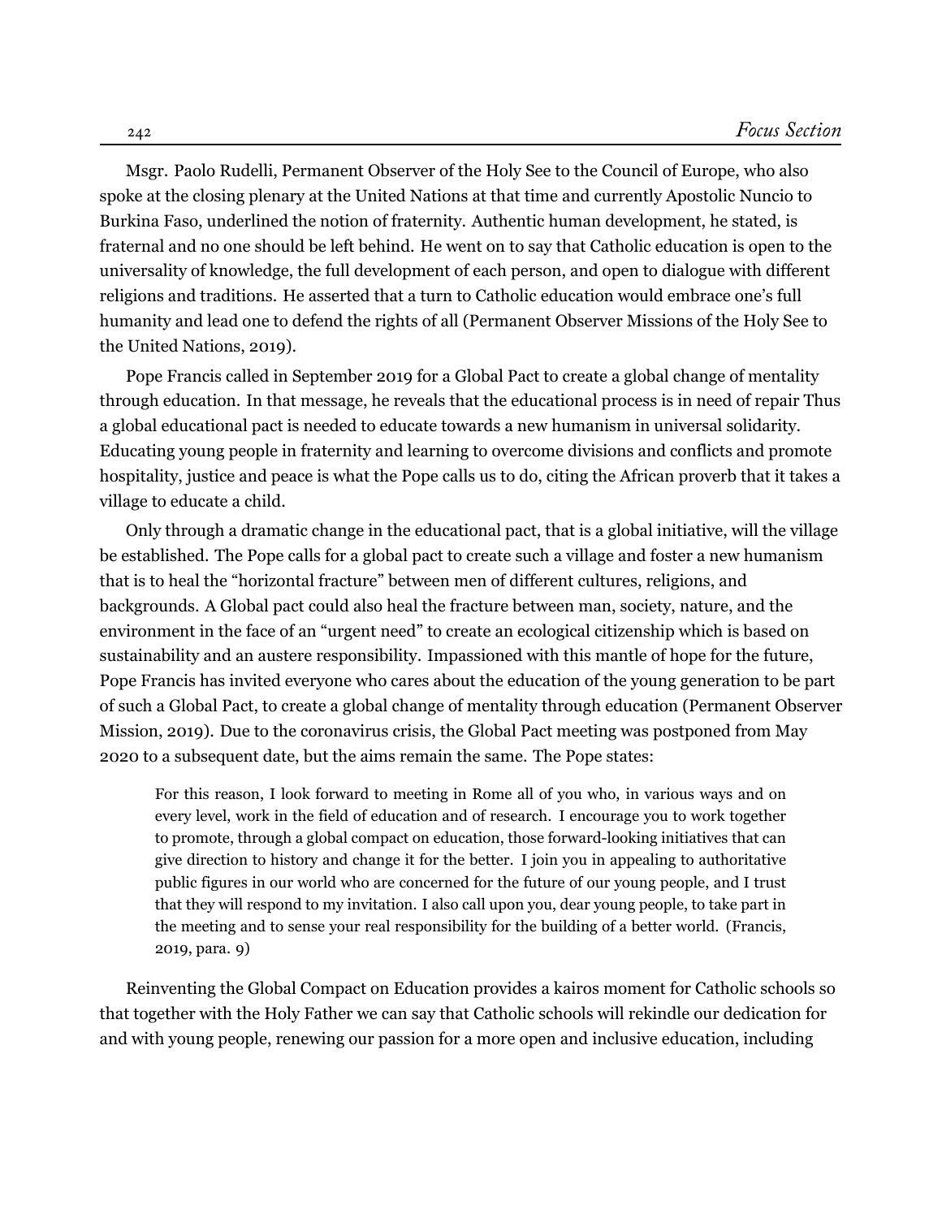Msgr. Paolo Rudelli, Permanent Observer of the Holy See to the Council of Europe, who also spoke at the closing plenary at the United Nations at that time and currently Apostolic Nuncio to Burkina Faso, underlined the notion of fraternity. Authentic human development, he stated, is fraternal and no one should be left behind. He went on to say that Catholic education is open to the universality of knowledge, the full development of each person, and open to dialogue with different religions and traditions. He asserted that a turn to Catholic education would embrace one's full humanity and lead one to defend the rights of all (Permanent Observer Missions of the Holy See to the United Nations, 2019).

Pope Francis called in September 2019 for a Global Pact to create a global change of mentality through education. In that message, he reveals that the educational process is in need of repair Thus a global educational pact is needed to educate towards a new humanism in universal solidarity. Educating young people in fraternity and learning to overcome divisions and conflicts and promote hospitality, justice and peace is what the Pope calls us to do, citing the African proverb that it takes a village to educate a child.

Only through a dramatic change in the educational pact, that is a global initiative, will the village be established. The Pope calls for a global pact to create such a village and foster a new humanism that is to heal the "horizontal fracture" between men of different cultures, religions, and backgrounds. A Global pact could also heal the fracture between man, society, nature, and the environment in the face of an "urgent need" to create an ecological citizenship which is based on sustainability and an austere responsibility. Impassioned with this mantle of hope for the future, Pope Francis has invited everyone who cares about the education of the young generation to be part of such a Global Pact, to create a global change of mentality through education (Permanent Observer Mission, 2019). Due to the coronavirus crisis, the Global Pact meeting was postponed from May 2020 to a subsequent date, but the aims remain the same. The Pope states:

> For this reason, I look forward to meeting in Rome all of you who, in various ways and on every level, work in the field of education and of research. I encourage you to work together to promote, through a global compact on education, those forward-looking initiatives that can give direction to history and change it for the better. I join you in appealing to authoritative public figures in our world who are concerned for the future of our young people, and I trust that they will respond to my invitation. I also call upon you, dear young people, to take part in the meeting and to sense your real responsibility for the building of a better world. (Francis, 2019, para. 9)

Reinventing the Global Compact on Education provides a kairos moment for Catholic schools so that together with the Holy Father we can say that Catholic schools will rekindle our dedication for and with young people, renewing our passion for a more open and inclusive education, including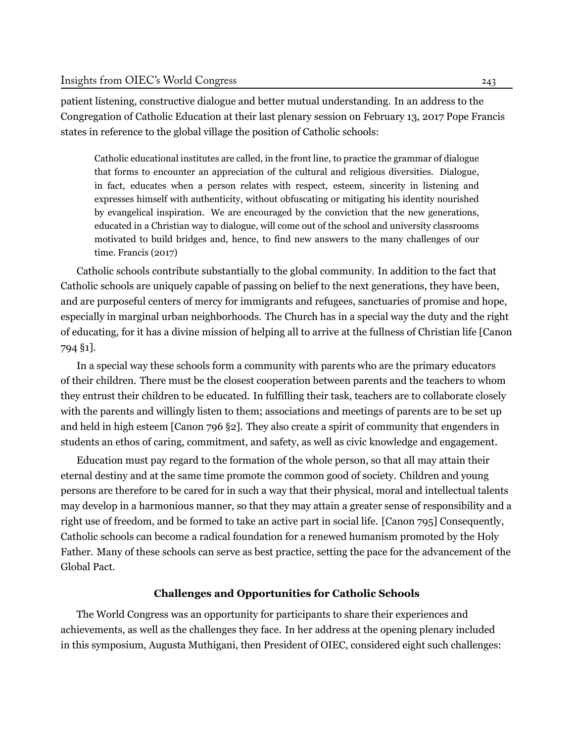patient listening, constructive dialogue and better mutual understanding. In an address to the Congregation of Catholic Education at their last plenary session on February 13, 2017 Pope Francis states in reference to the global village the position of Catholic schools:

> Catholic educational institutes are called, in the front line, to practice the grammar of dialogue that forms to encounter an appreciation of the cultural and religious diversities. Dialogue, in fact, educates when a person relates with respect, esteem, sincerity in listening and expresses himself with authenticity, without obfuscating or mitigating his identity nourished by evangelical inspiration. We are encouraged by the conviction that the new generations, educated in a Christian way to dialogue, will come out of the school and university classrooms motivated to build bridges and, hence, to find new answers to the many challenges of our time. Francis (2017)

Catholic schools contribute substantially to the global community. In addition to the fact that Catholic schools are uniquely capable of passing on belief to the next generations, they have been, and are purposeful centers of mercy for immigrants and refugees, sanctuaries of promise and hope, especially in marginal urban neighborhoods. The Church has in a special way the duty and the right of educating, for it has a divine mission of helping all to arrive at the fullness of Christian life [Canon 794 §1].

In a special way these schools form a community with parents who are the primary educators of their children. There must be the closest cooperation between parents and the teachers to whom they entrust their children to be educated. In fulfilling their task, teachers are to collaborate closely with the parents and willingly listen to them; associations and meetings of parents are to be set up and held in high esteem [Canon 796 §2]. They also create a spirit of community that engenders in students an ethos of caring, commitment, and safety, as well as civic knowledge and engagement.

Education must pay regard to the formation of the whole person, so that all may attain their eternal destiny and at the same time promote the common good of society. Children and young persons are therefore to be cared for in such a way that their physical, moral and intellectual talents may develop in a harmonious manner, so that they may attain a greater sense of responsibility and a right use of freedom, and be formed to take an active part in social life. [Canon 795] Consequently, Catholic schools can become a radical foundation for a renewed humanism promoted by the Holy Father. Many of these schools can serve as best practice, setting the pace for the advancement of the Global Pact.

### Challenges and Opportunities for Catholic Schools

The World Congress was an opportunity for participants to share their experiences and achievements, as well as the challenges they face. In her address at the opening plenary included in this symposium, Augusta Muthigani, then President of OIEC, considered eight such challenges: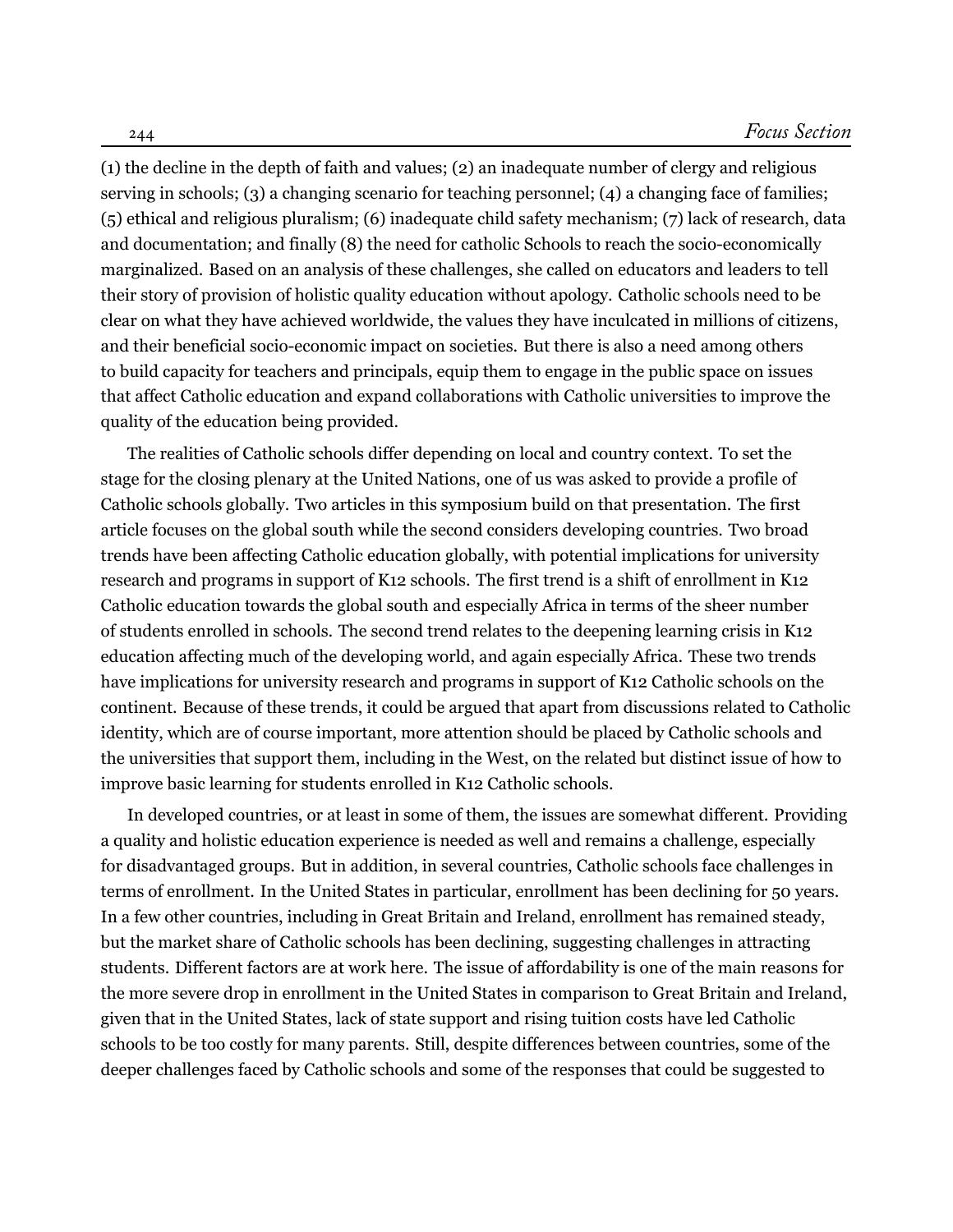(1) the decline in the depth of faith and values; (2) an inadequate number of clergy and religious serving in schools; (3) a changing scenario for teaching personnel; (4) a changing face of families; (5) ethical and religious pluralism; (6) inadequate child safety mechanism; (7) lack of research, data and documentation; and finally (8) the need for catholic Schools to reach the socio-economically marginalized. Based on an analysis of these challenges, she called on educators and leaders to tell their story of provision of holistic quality education without apology. Catholic schools need to be clear on what they have achieved worldwide, the values they have inculcated in millions of citizens, and their beneficial socio-economic impact on societies. But there is also a need among others to build capacity for teachers and principals, equip them to engage in the public space on issues that affect Catholic education and expand collaborations with Catholic universities to improve the quality of the education being provided.

The realities of Catholic schools differ depending on local and country context. To set the stage for the closing plenary at the United Nations, one of us was asked to provide a profile of Catholic schools globally. Two articles in this symposium build on that presentation. The first article focuses on the global south while the second considers developing countries. Two broad trends have been affecting Catholic education globally, with potential implications for university research and programs in support of K12 schools. The first trend is a shift of enrollment in K12 Catholic education towards the global south and especially Africa in terms of the sheer number of students enrolled in schools. The second trend relates to the deepening learning crisis in K12 education affecting much of the developing world, and again especially Africa. These two trends have implications for university research and programs in support of K12 Catholic schools on the continent. Because of these trends, it could be argued that apart from discussions related to Catholic identity, which are of course important, more attention should be placed by Catholic schools and the universities that support them, including in the West, on the related but distinct issue of how to improve basic learning for students enrolled in K12 Catholic schools.

In developed countries, or at least in some of them, the issues are somewhat different. Providing a quality and holistic education experience is needed as well and remains a challenge, especially for disadvantaged groups. But in addition, in several countries, Catholic schools face challenges in terms of enrollment. In the United States in particular, enrollment has been declining for 50 years. In a few other countries, including in Great Britain and Ireland, enrollment has remained steady, but the market share of Catholic schools has been declining, suggesting challenges in attracting students. Different factors are at work here. The issue of affordability is one of the main reasons for the more severe drop in enrollment in the United States in comparison to Great Britain and Ireland, given that in the United States, lack of state support and rising tuition costs have led Catholic schools to be too costly for many parents. Still, despite differences between countries, some of the deeper challenges faced by Catholic schools and some of the responses that could be suggested to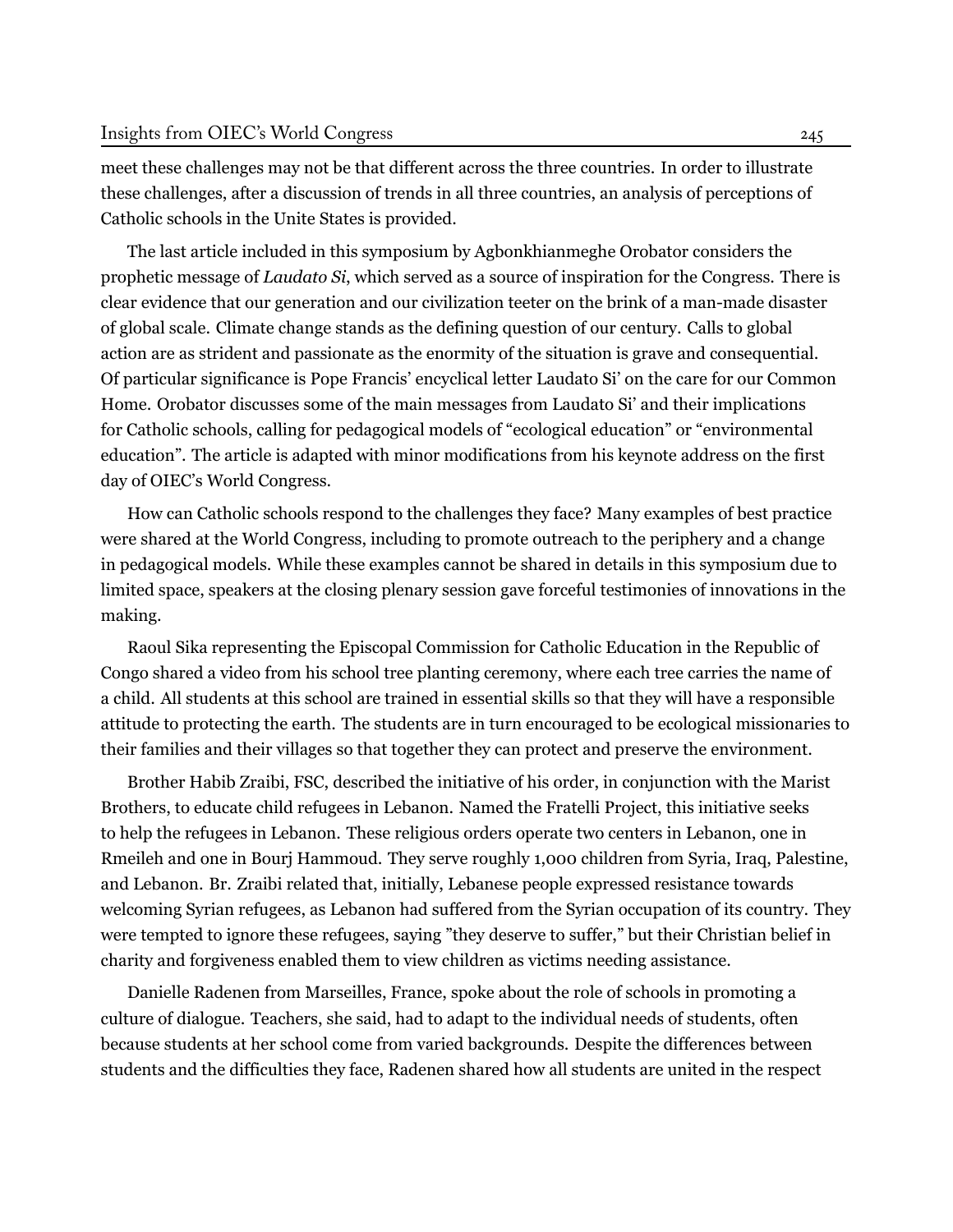meet these challenges may not be that different across the three countries. In order to illustrate these challenges, after a discussion of trends in all three countries, an analysis of perceptions of Catholic schools in the Unite States is provided.

The last article included in this symposium by Agbonkhianmeghe Orobator considers the prophetic message of *Laudato Si*, which served as a source of inspiration for the Congress. There is clear evidence that our generation and our civilization teeter on the brink of a man-made disaster of global scale. Climate change stands as the defining question of our century. Calls to global action are as strident and passionate as the enormity of the situation is grave and consequential. Of particular significance is Pope Francis' encyclical letter Laudato Si' on the care for our Common Home. Orobator discusses some of the main messages from Laudato Si' and their implications for Catholic schools, calling for pedagogical models of "ecological education" or "environmental education". The article is adapted with minor modifications from his keynote address on the first day of OIEC's World Congress.

How can Catholic schools respond to the challenges they face? Many examples of best practice were shared at the World Congress, including to promote outreach to the periphery and a change in pedagogical models. While these examples cannot be shared in details in this symposium due to limited space, speakers at the closing plenary session gave forceful testimonies of innovations in the making.

Raoul Sika representing the Episcopal Commission for Catholic Education in the Republic of Congo shared a video from his school tree planting ceremony, where each tree carries the name of a child. All students at this school are trained in essential skills so that they will have a responsible attitude to protecting the earth. The students are in turn encouraged to be ecological missionaries to their families and their villages so that together they can protect and preserve the environment.

Brother Habib Zraibi, FSC, described the initiative of his order, in conjunction with the Marist Brothers, to educate child refugees in Lebanon. Named the Fratelli Project, this initiative seeks to help the refugees in Lebanon. These religious orders operate two centers in Lebanon, one in Rmeileh and one in Bourj Hammoud. They serve roughly 1,000 children from Syria, Iraq, Palestine, and Lebanon. Br. Zraibi related that, initially, Lebanese people expressed resistance towards welcoming Syrian refugees, as Lebanon had suffered from the Syrian occupation of its country. They were tempted to ignore these refugees, saying "they deserve to suffer," but their Christian belief in charity and forgiveness enabled them to view children as victims needing assistance.

Danielle Radenen from Marseilles, France, spoke about the role of schools in promoting a culture of dialogue. Teachers, she said, had to adapt to the individual needs of students, often because students at her school come from varied backgrounds. Despite the differences between students and the difficulties they face, Radenen shared how all students are united in the respect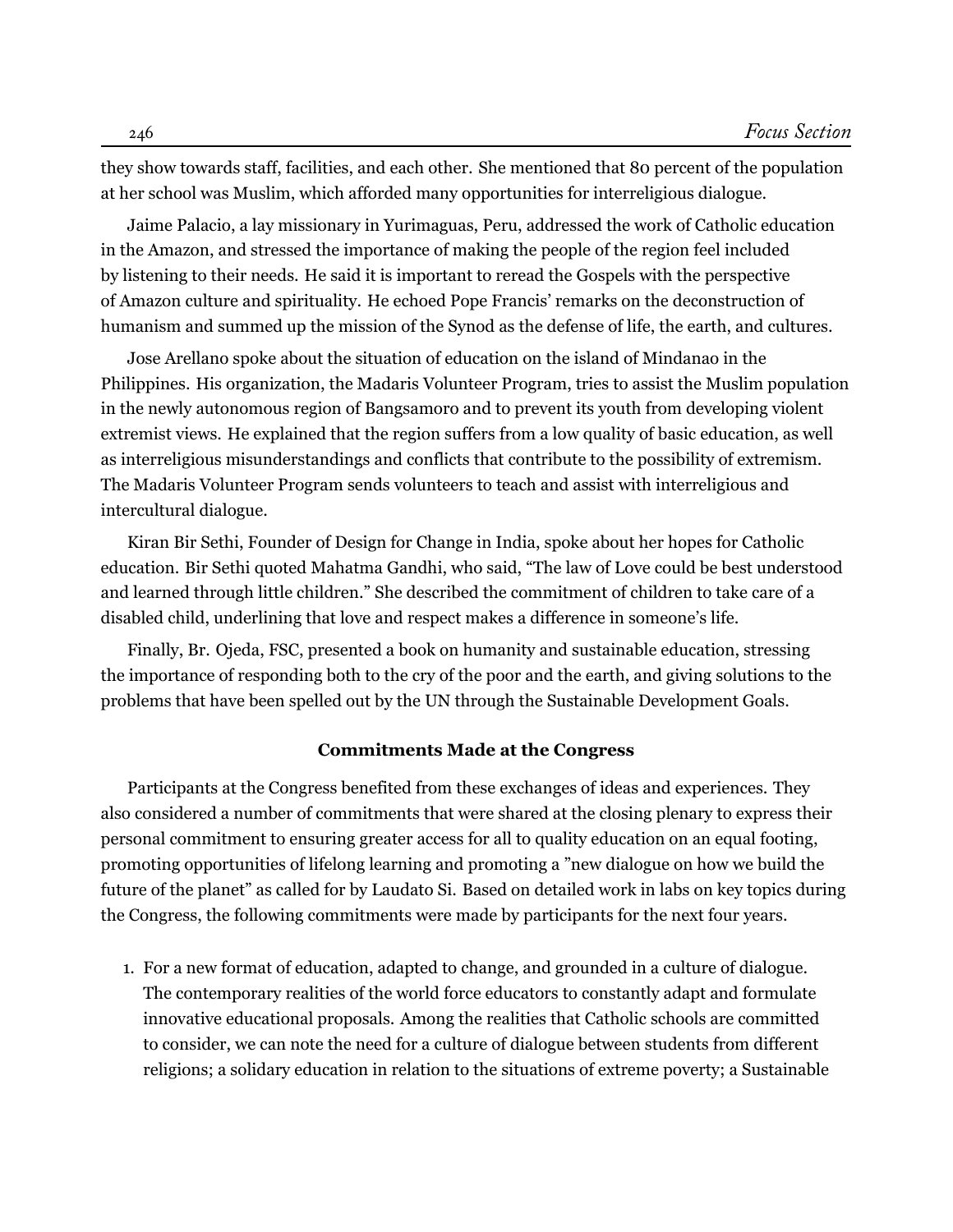they show towards staff, facilities, and each other. She mentioned that 80 percent of the population at her school was Muslim, which afforded many opportunities for interreligious dialogue.

Jaime Palacio, a lay missionary in Yurimaguas, Peru, addressed the work of Catholic education in the Amazon, and stressed the importance of making the people of the region feel included by listening to their needs. He said it is important to reread the Gospels with the perspective of Amazon culture and spirituality. He echoed Pope Francis' remarks on the deconstruction of humanism and summed up the mission of the Synod as the defense of life, the earth, and cultures.

Jose Arellano spoke about the situation of education on the island of Mindanao in the Philippines. His organization, the Madaris Volunteer Program, tries to assist the Muslim population in the newly autonomous region of Bangsamoro and to prevent its youth from developing violent extremist views. He explained that the region suffers from a low quality of basic education, as well as interreligious misunderstandings and conflicts that contribute to the possibility of extremism. The Madaris Volunteer Program sends volunteers to teach and assist with interreligious and intercultural dialogue.

Kiran Bir Sethi, Founder of Design for Change in India, spoke about her hopes for Catholic education. Bir Sethi quoted Mahatma Gandhi, who said, "The law of Love could be best understood and learned through little children." She described the commitment of children to take care of a disabled child, underlining that love and respect makes a difference in someone's life.

Finally, Br. Ojeda, FSC, presented a book on humanity and sustainable education, stressing the importance of responding both to the cry of the poor and the earth, and giving solutions to the problems that have been spelled out by the UN through the Sustainable Development Goals.

### Commitments Made at the Congress

Participants at the Congress benefited from these exchanges of ideas and experiences. They also considered a number of commitments that were shared at the closing plenary to express their personal commitment to ensuring greater access for all to quality education on an equal footing, promoting opportunities of lifelong learning and promoting a "new dialogue on how we build the future of the planet" as called for by Laudato Si. Based on detailed work in labs on key topics during the Congress, the following commitments were made by participants for the next four years.

1. For a new format of education, adapted to change, and grounded in a culture of dialogue. The contemporary realities of the world force educators to constantly adapt and formulate innovative educational proposals. Among the realities that Catholic schools are committed to consider, we can note the need for a culture of dialogue between students from different religions; a solidary education in relation to the situations of extreme poverty; a Sustainable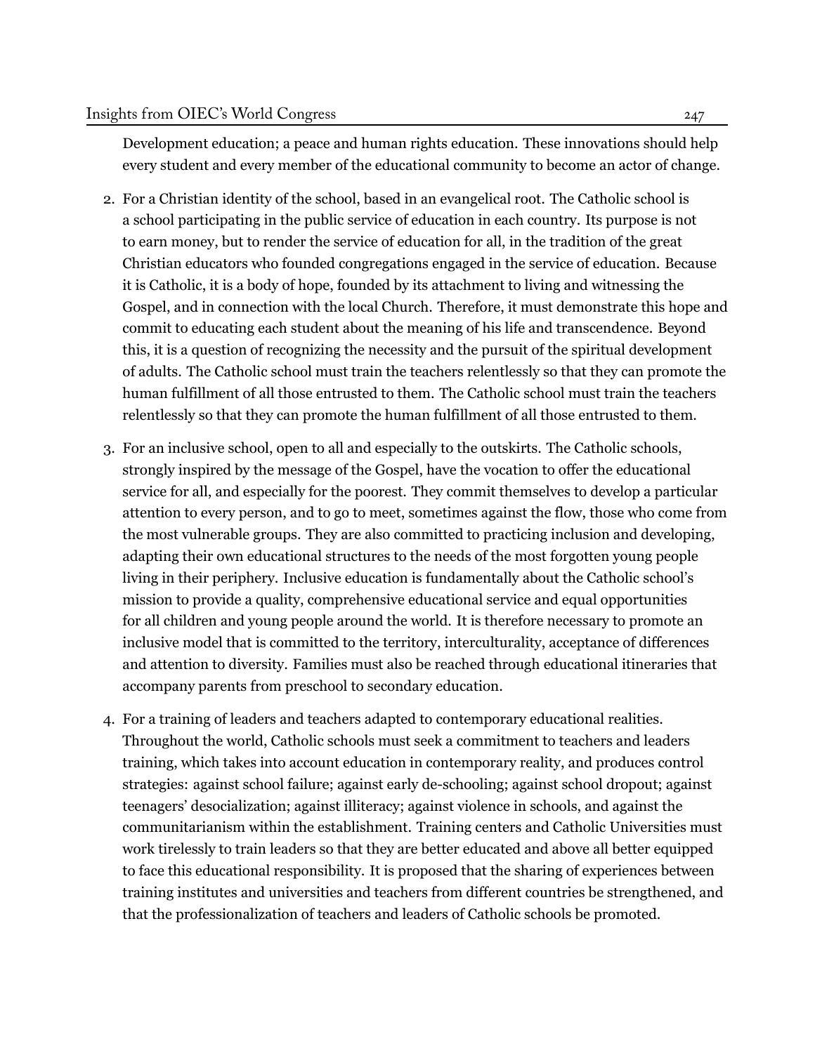Development education; a peace and human rights education. These innovations should help every student and every member of the educational community to become an actor of change.

2. For a Christian identity of the school, based in an evangelical root. The Catholic school is a school participating in the public service of education in each country. Its purpose is not to earn money, but to render the service of education for all, in the tradition of the great Christian educators who founded congregations engaged in the service of education. Because it is Catholic, it is a body of hope, founded by its attachment to living and witnessing the Gospel, and in connection with the local Church. Therefore, it must demonstrate this hope and commit to educating each student about the meaning of his life and transcendence. Beyond this, it is a question of recognizing the necessity and the pursuit of the spiritual development of adults. The Catholic school must train the teachers relentlessly so that they can promote the human fulfillment of all those entrusted to them. The Catholic school must train the teachers relentlessly so that they can promote the human fulfillment of all those entrusted to them.

3. For an inclusive school, open to all and especially to the outskirts. The Catholic schools, strongly inspired by the message of the Gospel, have the vocation to offer the educational service for all, and especially for the poorest. They commit themselves to develop a particular attention to every person, and to go to meet, sometimes against the flow, those who come from the most vulnerable groups. They are also committed to practicing inclusion and developing, adapting their own educational structures to the needs of the most forgotten young people living in their periphery. Inclusive education is fundamentally about the Catholic school's mission to provide a quality, comprehensive educational service and equal opportunities for all children and young people around the world. It is therefore necessary to promote an inclusive model that is committed to the territory, interculturality, acceptance of differences and attention to diversity. Families must also be reached through educational itineraries that accompany parents from preschool to secondary education.

4. For a training of leaders and teachers adapted to contemporary educational realities. Throughout the world, Catholic schools must seek a commitment to teachers and leaders training, which takes into account education in contemporary reality, and produces control strategies: against school failure; against early de-schooling; against school dropout; against teenagers' desocialization; against illiteracy; against violence in schools, and against the communitarianism within the establishment. Training centers and Catholic Universities must work tirelessly to train leaders so that they are better educated and above all better equipped to face this educational responsibility. It is proposed that the sharing of experiences between training institutes and universities and teachers from different countries be strengthened, and that the professionalization of teachers and leaders of Catholic schools be promoted.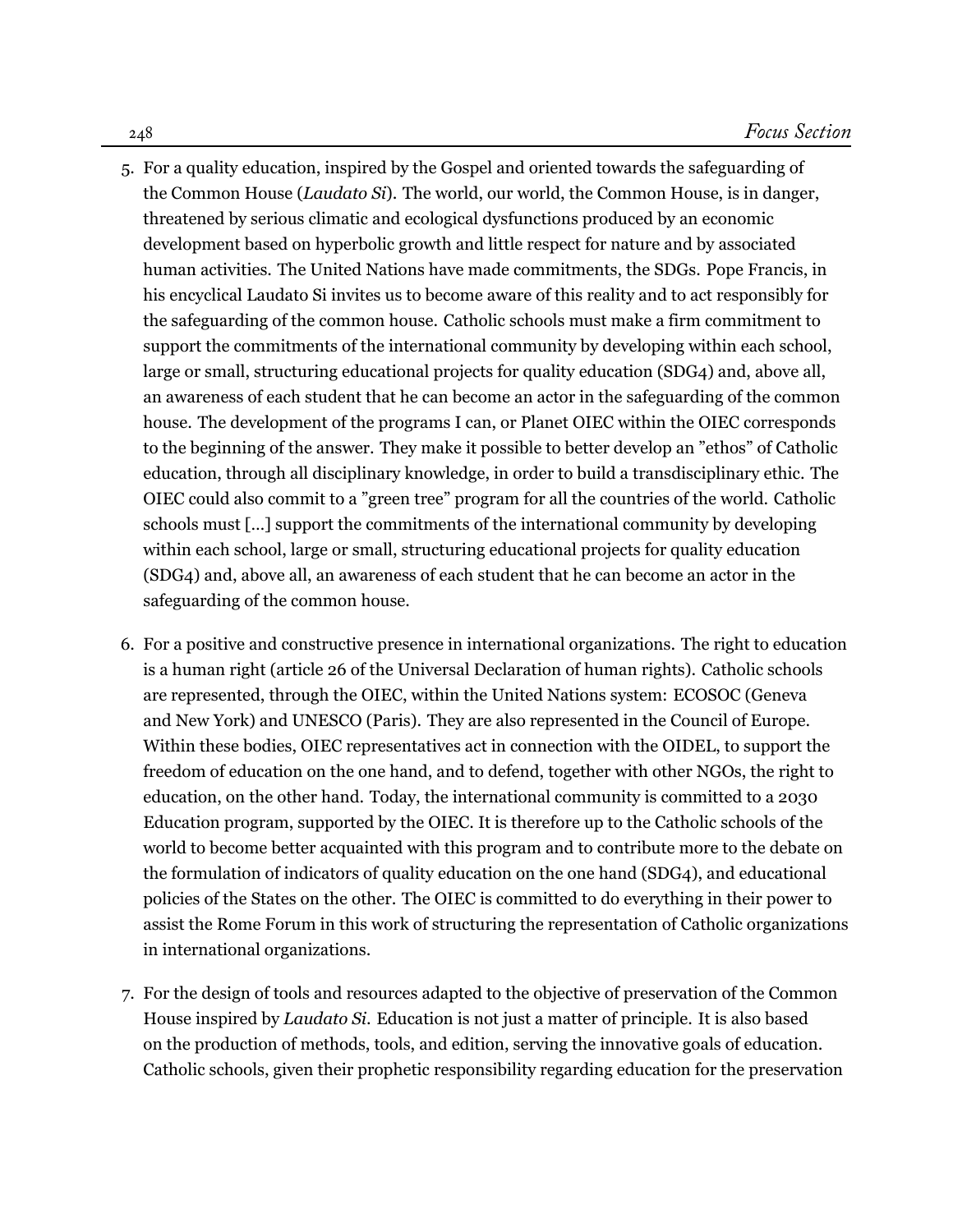5. For a quality education, inspired by the Gospel and oriented towards the safeguarding of the Common House (*Laudato Si*). The world, our world, the Common House, is in danger, threatened by serious climatic and ecological dysfunctions produced by an economic development based on hyperbolic growth and little respect for nature and by associated human activities. The United Nations have made commitments, the SDGs. Pope Francis, in his encyclical Laudato Si invites us to become aware of this reality and to act responsibly for the safeguarding of the common house. Catholic schools must make a firm commitment to support the commitments of the international community by developing within each school, large or small, structuring educational projects for quality education (SDG4) and, above all, an awareness of each student that he can become an actor in the safeguarding of the common house. The development of the programs I can, or Planet OIEC within the OIEC corresponds to the beginning of the answer. They make it possible to better develop an "ethos" of Catholic education, through all disciplinary knowledge, in order to build a transdisciplinary ethic. The OIEC could also commit to a "green tree" program for all the countries of the world. Catholic schools must [...] support the commitments of the international community by developing within each school, large or small, structuring educational projects for quality education (SDG4) and, above all, an awareness of each student that he can become an actor in the safeguarding of the common house.

6. For a positive and constructive presence in international organizations. The right to education is a human right (article 26 of the Universal Declaration of human rights). Catholic schools are represented, through the OIEC, within the United Nations system: ECOSOC (Geneva and New York) and UNESCO (Paris). They are also represented in the Council of Europe. Within these bodies, OIEC representatives act in connection with the OIDEL, to support the freedom of education on the one hand, and to defend, together with other NGOs, the right to education, on the other hand. Today, the international community is committed to a 2030 Education program, supported by the OIEC. It is therefore up to the Catholic schools of the world to become better acquainted with this program and to contribute more to the debate on the formulation of indicators of quality education on the one hand (SDG4), and educational policies of the States on the other. The OIEC is committed to do everything in their power to assist the Rome Forum in this work of structuring the representation of Catholic organizations in international organizations.

7. For the design of tools and resources adapted to the objective of preservation of the Common House inspired by *Laudato Si*. Education is not just a matter of principle. It is also based on the production of methods, tools, and edition, serving the innovative goals of education. Catholic schools, given their prophetic responsibility regarding education for the preservation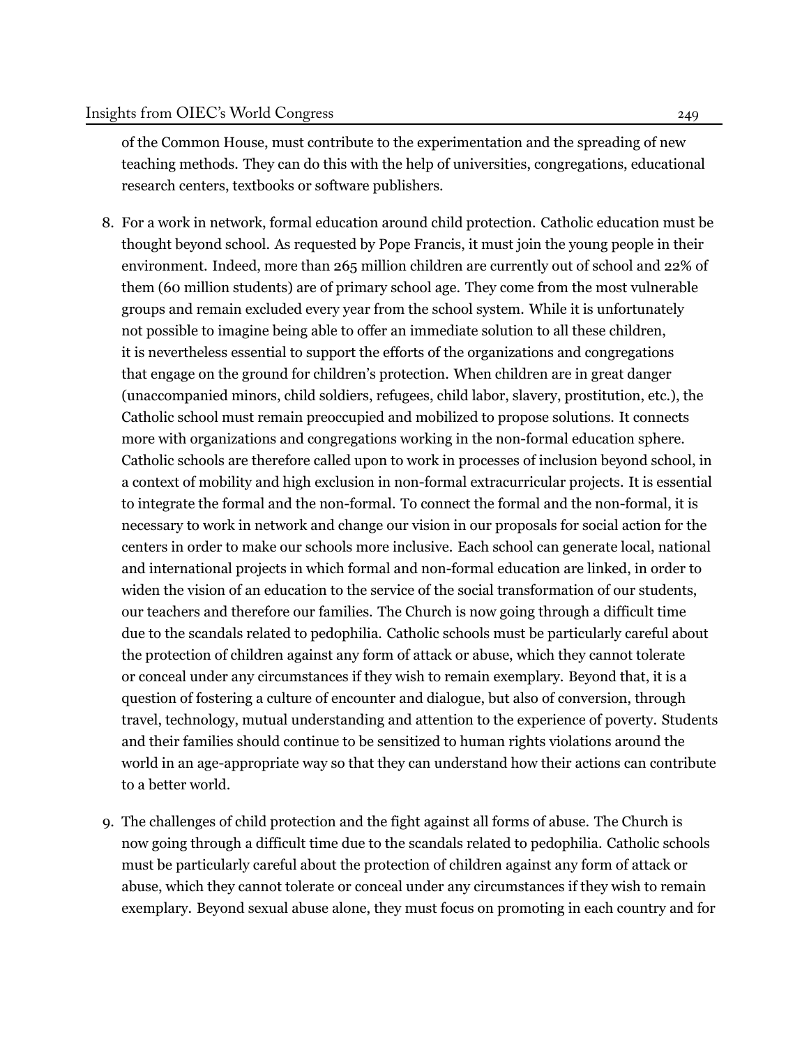of the Common House, must contribute to the experimentation and the spreading of new teaching methods. They can do this with the help of universities, congregations, educational research centers, textbooks or software publishers.

8. For a work in network, formal education around child protection. Catholic education must be thought beyond school. As requested by Pope Francis, it must join the young people in their environment. Indeed, more than 265 million children are currently out of school and 22% of them (60 million students) are of primary school age. They come from the most vulnerable groups and remain excluded every year from the school system. While it is unfortunately not possible to imagine being able to offer an immediate solution to all these children, it is nevertheless essential to support the efforts of the organizations and congregations that engage on the ground for children's protection. When children are in great danger (unaccompanied minors, child soldiers, refugees, child labor, slavery, prostitution, etc.), the Catholic school must remain preoccupied and mobilized to propose solutions. It connects more with organizations and congregations working in the non-formal education sphere. Catholic schools are therefore called upon to work in processes of inclusion beyond school, in a context of mobility and high exclusion in non-formal extracurricular projects. It is essential to integrate the formal and the non-formal. To connect the formal and the non-formal, it is necessary to work in network and change our vision in our proposals for social action for the centers in order to make our schools more inclusive. Each school can generate local, national and international projects in which formal and non-formal education are linked, in order to widen the vision of an education to the service of the social transformation of our students, our teachers and therefore our families. The Church is now going through a difficult time due to the scandals related to pedophilia. Catholic schools must be particularly careful about the protection of children against any form of attack or abuse, which they cannot tolerate or conceal under any circumstances if they wish to remain exemplary. Beyond that, it is a question of fostering a culture of encounter and dialogue, but also of conversion, through travel, technology, mutual understanding and attention to the experience of poverty. Students and their families should continue to be sensitized to human rights violations around the world in an age-appropriate way so that they can understand how their actions can contribute to a better world.

9. The challenges of child protection and the fight against all forms of abuse. The Church is now going through a difficult time due to the scandals related to pedophilia. Catholic schools must be particularly careful about the protection of children against any form of attack or abuse, which they cannot tolerate or conceal under any circumstances if they wish to remain exemplary. Beyond sexual abuse alone, they must focus on promoting in each country and for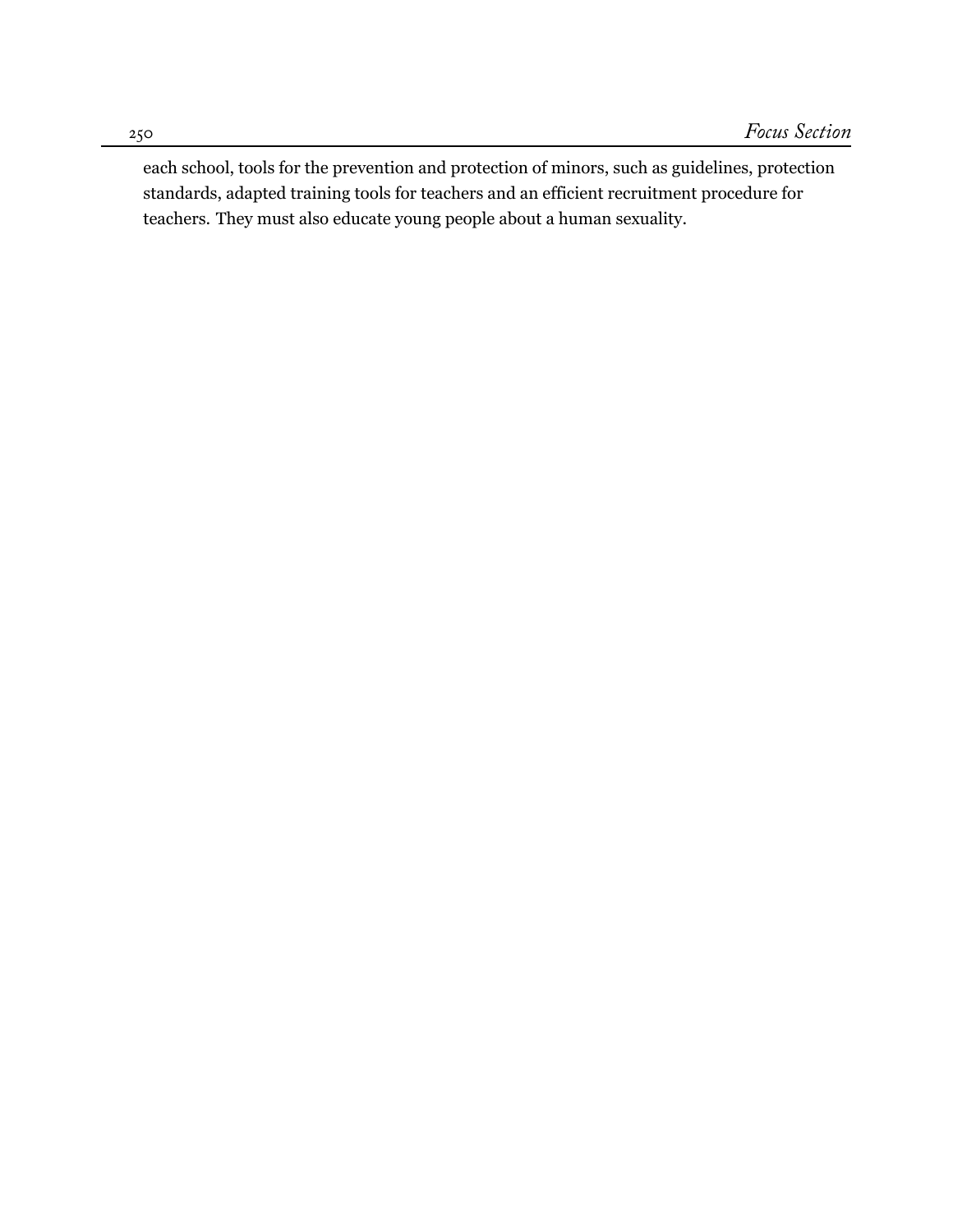each school, tools for the prevention and protection of minors, such as guidelines, protection standards, adapted training tools for teachers and an efficient recruitment procedure for teachers. They must also educate young people about a human sexuality.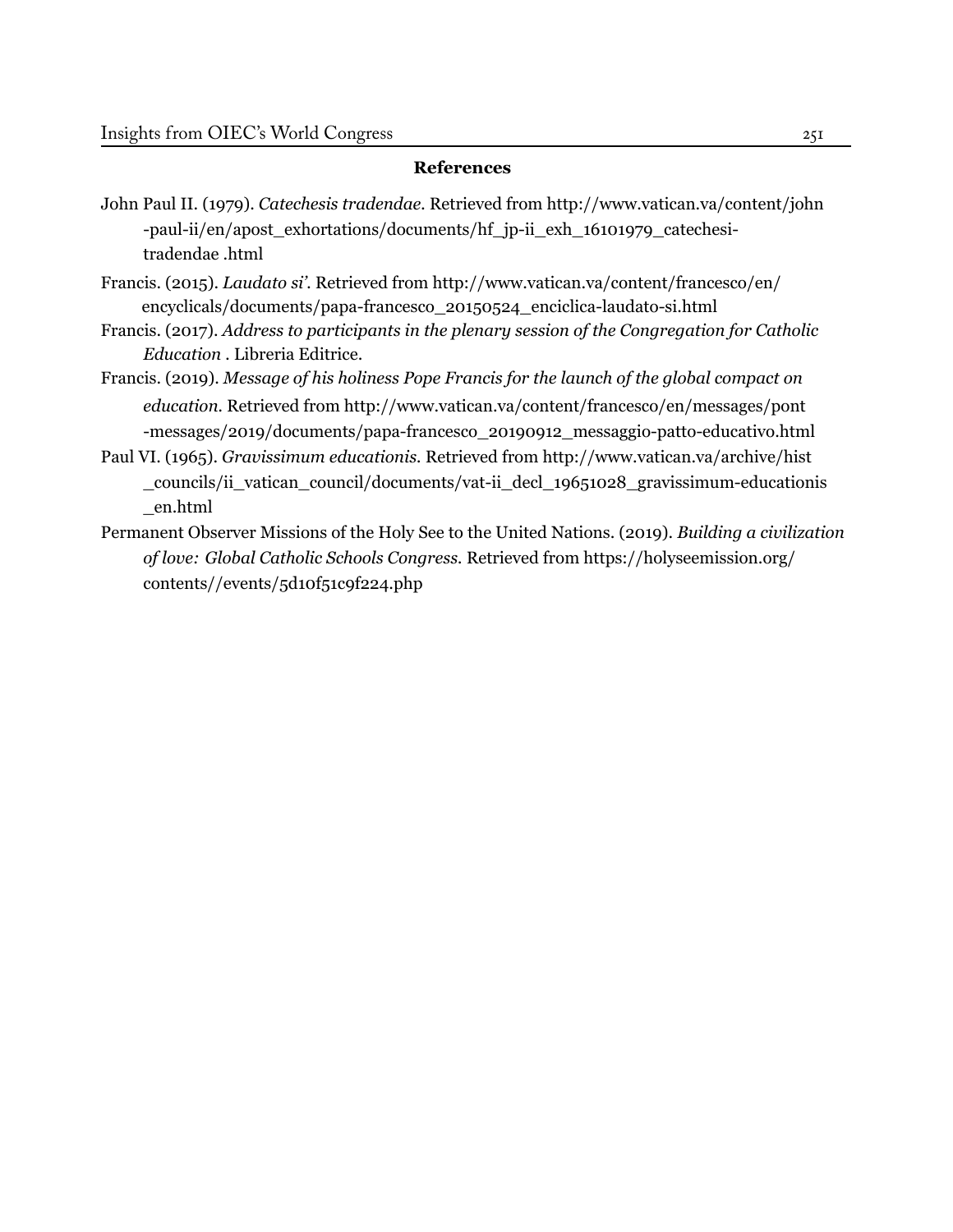## References

John Paul II. (1979). *Catechesis tradendae*. Retrieved from http://www.vatican.va/content/john-paul-ii/en/apost_exhortations/documents/hf_jp-ii_exh_16101979_catechesi-tradendae .html

Francis. (2015). *Laudato si'*. Retrieved from http://www.vatican.va/content/francesco/en/encyclicals/documents/papa-francesco_20150524_enciclica-laudato-si.html

Francis. (2017). *Address to participants in the plenary session of the Congregation for Catholic Education* . Libreria Editrice.

Francis. (2019). *Message of his holiness Pope Francis for the launch of the global compact on education.* Retrieved from http://www.vatican.va/content/francesco/en/messages/pont-messages/2019/documents/papa-francesco_20190912_messaggio-patto-educativo.html

Paul VI. (1965). *Gravissimum educationis.* Retrieved from http://www.vatican.va/archive/hist_councils/ii_vatican_council/documents/vat-ii_decl_19651028_gravissimum-educationis_en.html

Permanent Observer Missions of the Holy See to the United Nations. (2019). *Building a civilization of love: Global Catholic Schools Congress.* Retrieved from https://holyseemission.org/contents//events/5d10f51c9f224.php